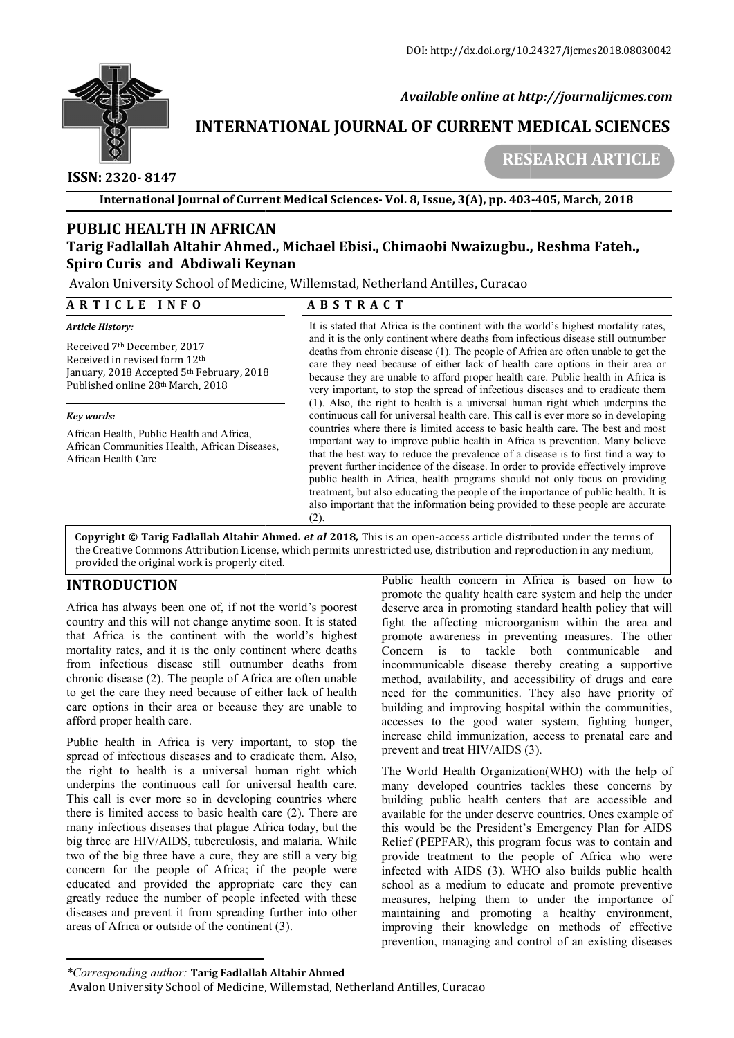DOI: http://dx.doi.org/10.24327/ijcmes2018.08030042

*Available online at http://journalijcmes.com*

# INTERNATIONAL JOURNAL OF CURRENT MEDICAL SCIENCES

**RESEARCH ARTICLE**

**ISSN: 2320- 8147**

**International Journal of Current Medical Sciences- Vol. 8, Issue, 3(A), pp. 403-405, March, 2018**

# PUBLIC HEALTH IN AFRICAN

**Tarig Fadlallah Altahir Ahmed., Michael Ebisi., Chimaobi Nwaizugbu., Reshma Fateh., Spiro Curis and Abdiwali Keynan**

Avalon University School of Medicine, Willemstad, Netherland Antilles, Curacao

## ARTICLE INFO

***Article History:***

Received 7th December, 2017
Received in revised form 12th January, 2018 Accepted 5th February, 2018
Published online 28th March, 2018

***Key words:***

African Health, Public Health and Africa, African Communities Health, African Diseases, African Health Care

## ABSTRACT

It is stated that Africa is the continent with the world's highest mortality rates, and it is the only continent where deaths from infectious disease still outnumber deaths from chronic disease (1). The people of Africa are often unable to get the care they need because of either lack of health care options in their area or because they are unable to afford proper health care. Public health in Africa is very important, to stop the spread of infectious diseases and to eradicate them (1). Also, the right to health is a universal human right which underpins the continuous call for universal health care. This call is ever more so in developing countries where there is limited access to basic health care. The best and most important way to improve public health in Africa is prevention. Many believe that the best way to reduce the prevalence of a disease is to first find a way to prevent further incidence of the disease. In order to provide effectively improve public health in Africa, health programs should not only focus on providing treatment, but also educating the people of the importance of public health. It is also important that the information being provided to these people are accurate (2).

**Copyright © Tarig Fadlallah Altahir Ahmed.** ***et al*** **2018,** This is an open-access article distributed under the terms of the Creative Commons Attribution License, which permits unrestricted use, distribution and reproduction in any medium, provided the original work is properly cited.

## INTRODUCTION

Africa has always been one of, if not the world's poorest country and this will not change anytime soon. It is stated that Africa is the continent with the world's highest mortality rates, and it is the only continent where deaths from infectious disease still outnumber deaths from chronic disease (2). The people of Africa are often unable to get the care they need because of either lack of health care options in their area or because they are unable to afford proper health care.

Public health in Africa is very important, to stop the spread of infectious diseases and to eradicate them. Also, the right to health is a universal human right which underpins the continuous call for universal health care. This call is ever more so in developing countries where there is limited access to basic health care (2). There are many infectious diseases that plague Africa today, but the big three are HIV/AIDS, tuberculosis, and malaria. While two of the big three have a cure, they are still a very big concern for the people of Africa; if the people were educated and provided the appropriate care they can greatly reduce the number of people infected with these diseases and prevent it from spreading further into other areas of Africa or outside of the continent (3).

Public health concern in Africa is based on how to promote the quality health care system and help the under deserve area in promoting standard health policy that will fight the affecting microorganism within the area and promote awareness in preventing measures. The other Concern is to tackle both communicable and incommunicable disease thereby creating a supportive method, availability, and accessibility of drugs and care need for the communities. They also have priority of building and improving hospital within the communities, accesses to the good water system, fighting hunger, increase child immunization, access to prenatal care and prevent and treat HIV/AIDS (3).

The World Health Organization(WHO) with the help of many developed countries tackles these concerns by building public health centers that are accessible and available for the under deserve countries. Ones example of this would be the President's Emergency Plan for AIDS Relief (PEPFAR), this program focus was to contain and provide treatment to the people of Africa who were infected with AIDS (3). WHO also builds public health school as a medium to educate and promote preventive measures, helping them to under the importance of maintaining and promoting a healthy environment, improving their knowledge on methods of effective prevention, managing and control of an existing diseases

---

*\*Corresponding author:* **Tarig Fadlallah Altahir Ahmed**
Avalon University School of Medicine, Willemstad, Netherland Antilles, Curacao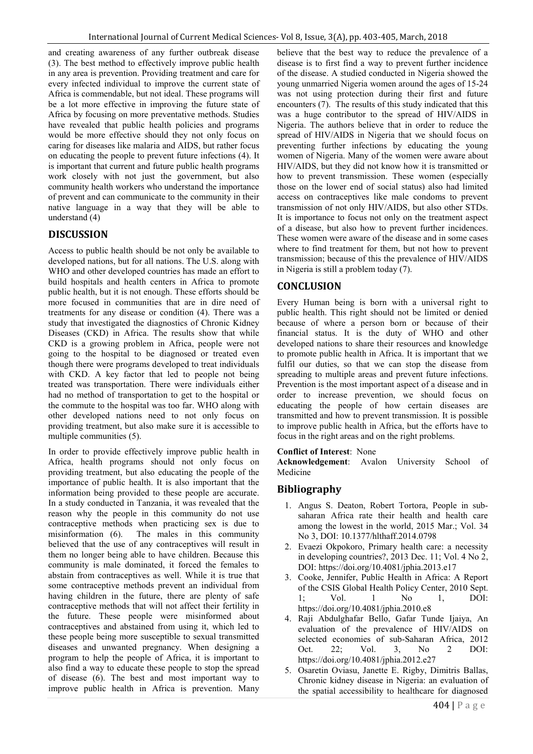and creating awareness of any further outbreak disease (3). The best method to effectively improve public health in any area is prevention. Providing treatment and care for every infected individual to improve the current state of Africa is commendable, but not ideal. These programs will be a lot more effective in improving the future state of Africa by focusing on more preventative methods. Studies have revealed that public health policies and programs would be more effective should they not only focus on caring for diseases like malaria and AIDS, but rather focus on educating the people to prevent future infections (4). It is important that current and future public health programs work closely with not just the government, but also community health workers who understand the importance of prevent and can communicate to the community in their native language in a way that they will be able to understand (4)

## DISCUSSION

Access to public health should be not only be available to developed nations, but for all nations. The U.S. along with WHO and other developed countries has made an effort to build hospitals and health centers in Africa to promote public health, but it is not enough. These efforts should be more focused in communities that are in dire need of treatments for any disease or condition (4). There was a study that investigated the diagnostics of Chronic Kidney Diseases (CKD) in Africa. The results show that while CKD is a growing problem in Africa, people were not going to the hospital to be diagnosed or treated even though there were programs developed to treat individuals with CKD. A key factor that led to people not being treated was transportation. There were individuals either had no method of transportation to get to the hospital or the commute to the hospital was too far. WHO along with other developed nations need to not only focus on providing treatment, but also make sure it is accessible to multiple communities (5).

In order to provide effectively improve public health in Africa, health programs should not only focus on providing treatment, but also educating the people of the importance of public health. It is also important that the information being provided to these people are accurate. In a study conducted in Tanzania, it was revealed that the reason why the people in this community do not use contraceptive methods when practicing sex is due to misinformation (6). The males in this community believed that the use of any contraceptives will result in them no longer being able to have children. Because this community is male dominated, it forced the females to abstain from contraceptives as well. While it is true that some contraceptive methods prevent an individual from having children in the future, there are plenty of safe contraceptive methods that will not affect their fertility in the future. These people were misinformed about contraceptives and abstained from using it, which led to these people being more susceptible to sexual transmitted diseases and unwanted pregnancy. When designing a program to help the people of Africa, it is important to also find a way to educate these people to stop the spread of disease (6). The best and most important way to improve public health in Africa is prevention. Many believe that the best way to reduce the prevalence of a disease is to first find a way to prevent further incidence of the disease. A studied conducted in Nigeria showed the young unmarried Nigeria women around the ages of 15-24 was not using protection during their first and future encounters (7). The results of this study indicated that this was a huge contributor to the spread of HIV/AIDS in Nigeria. The authors believe that in order to reduce the spread of HIV/AIDS in Nigeria that we should focus on preventing further infections by educating the young women of Nigeria. Many of the women were aware about HIV/AIDS, but they did not know how it is transmitted or how to prevent transmission. These women (especially those on the lower end of social status) also had limited access on contraceptives like male condoms to prevent transmission of not only HIV/AIDS, but also other STDs. It is importance to focus not only on the treatment aspect of a disease, but also how to prevent further incidences. These women were aware of the disease and in some cases where to find treatment for them, but not how to prevent transmission; because of this the prevalence of HIV/AIDS in Nigeria is still a problem today (7).

## CONCLUSION

Every Human being is born with a universal right to public health. This right should not be limited or denied because of where a person born or because of their financial status. It is the duty of WHO and other developed nations to share their resources and knowledge to promote public health in Africa. It is important that we fulfil our duties, so that we can stop the disease from spreading to multiple areas and prevent future infections. Prevention is the most important aspect of a disease and in order to increase prevention, we should focus on educating the people of how certain diseases are transmitted and how to prevent transmission. It is possible to improve public health in Africa, but the efforts have to focus in the right areas and on the right problems.

**Conflict of Interest**: None

**Acknowledgement**: Avalon University School of Medicine

## Bibliography

1. Angus S. Deaton, Robert Tortora, People in sub-saharan Africa rate their health and health care among the lowest in the world, 2015 Mar.; Vol. 34 No 3, DOI: 10.1377/hlthaff.2014.0798
2. Evaezi Okpokoro, Primary health care: a necessity in developing countries?, 2013 Dec. 11; Vol. 4 No 2, DOI: https://doi.org/10.4081/jphia.2013.e17
3. Cooke, Jennifer, Public Health in Africa: A Report of the CSIS Global Health Policy Center, 2010 Sept. 1; Vol. 1 No 1, DOI: https://doi.org/10.4081/jphia.2010.e8
4. Raji Abdulghafar Bello, Gafar Tunde Ijaiya, An evaluation of the prevalence of HIV/AIDS on selected economies of sub-Saharan Africa, 2012 Oct. 22; Vol. 3, No 2 DOI: https://doi.org/10.4081/jphia.2012.e27
5. Osaretin Oviasu, Janette E. Rigby, Dimitris Ballas, Chronic kidney disease in Nigeria: an evaluation of the spatial accessibility to healthcare for diagnosed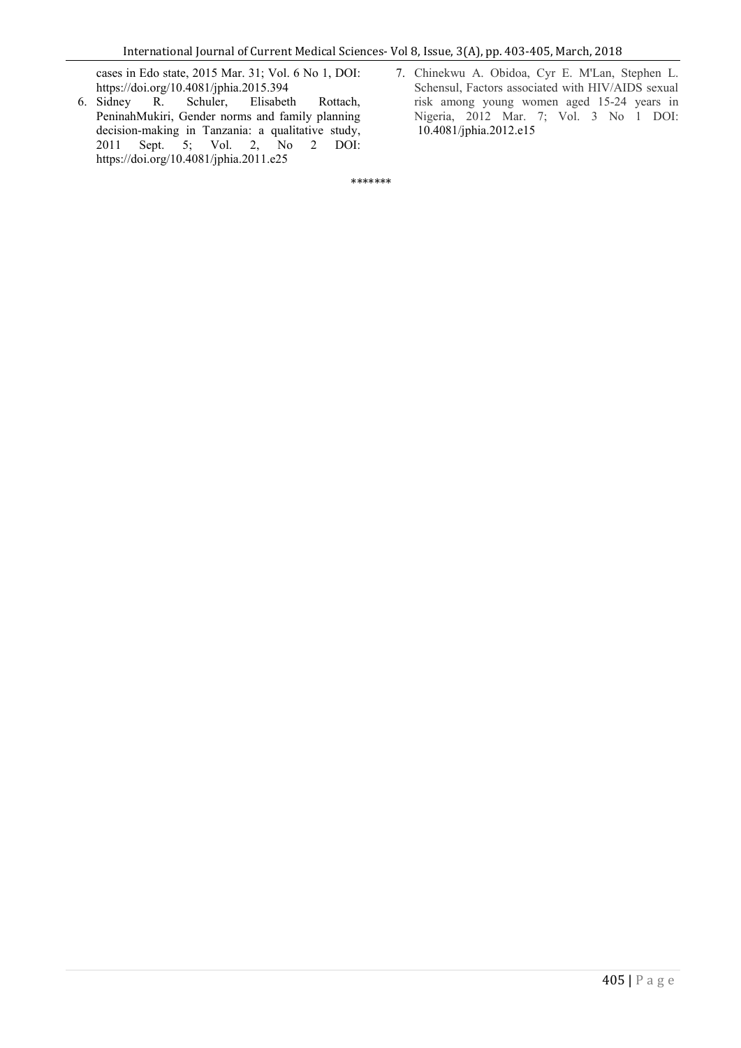cases in Edo state, 2015 Mar. 31; Vol. 6 No 1, DOI: https://doi.org/10.4081/jphia.2015.394

6. Sidney R. Schuler, Elisabeth Rottach, PeninahMukiri, Gender norms and family planning decision-making in Tanzania: a qualitative study, 2011 Sept. 5; Vol. 2, No 2 DOI: https://doi.org/10.4081/jphia.2011.e25
7. Chinekwu A. Obidoa, Cyr E. M'Lan, Stephen L. Schensul, Factors associated with HIV/AIDS sexual risk among young women aged 15-24 years in Nigeria, 2012 Mar. 7; Vol. 3 No 1 DOI: 10.4081/jphia.2012.e15

\*\*\*\*\*\*\*